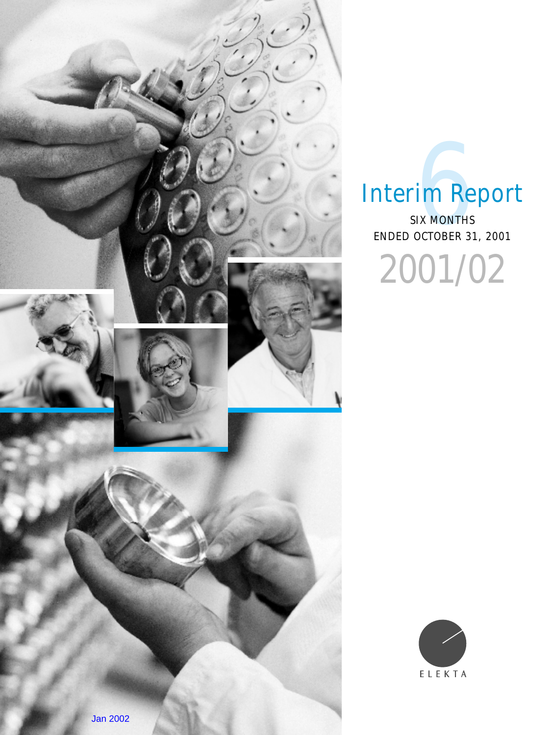# Interim Report

SIX MONTHS
ENDED OCTOBER 31, 2001

2001/02

ELEKTA

Jan 2002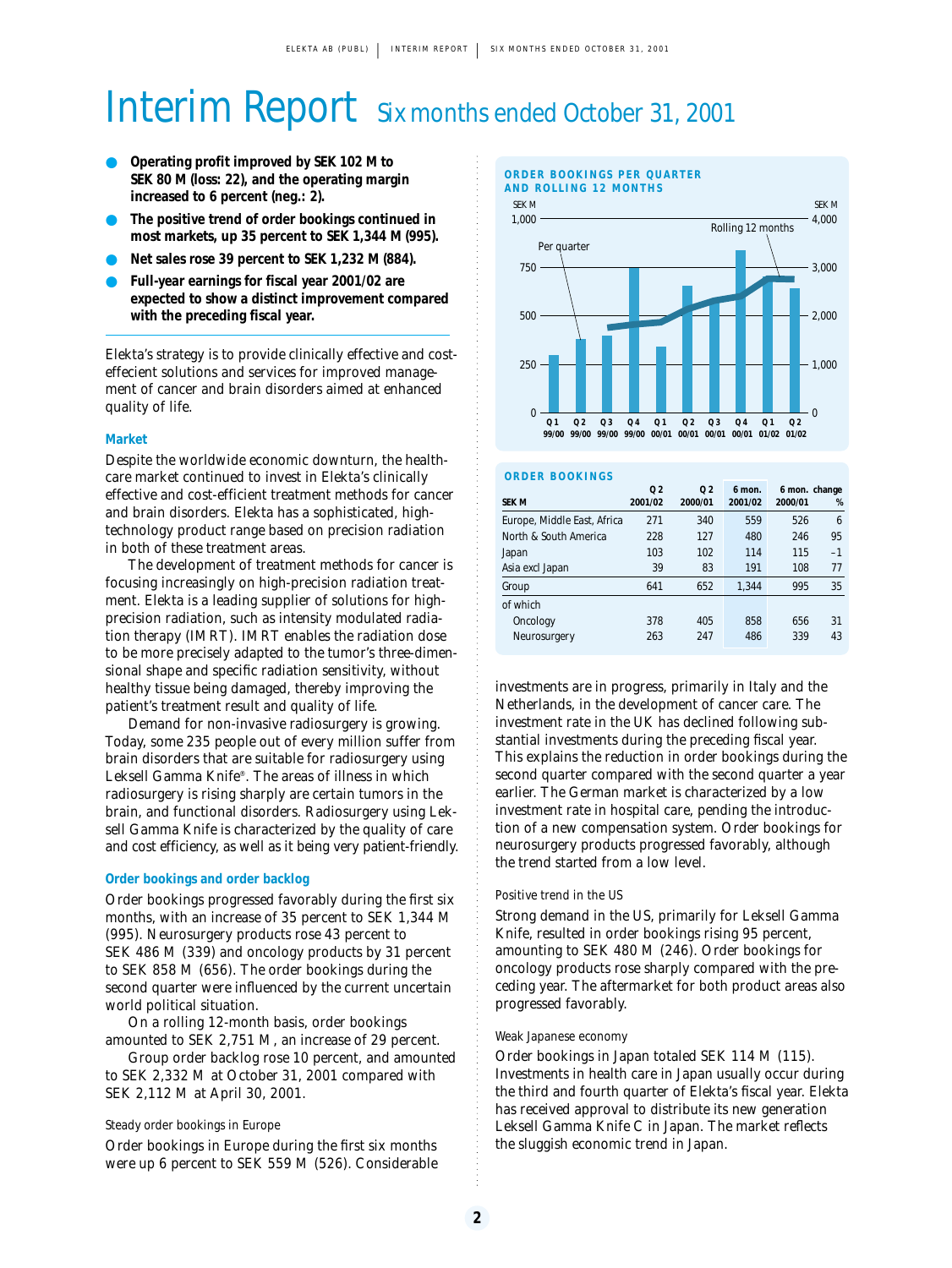# Interim Report Six months ended October 31, 2001

- **Operating profit improved by SEK 102 M to SEK 80 M (loss: 22), and the operating margin increased to 6 percent (neg.: 2).**
- **The positive trend of order bookings continued in most markets, up 35 percent to SEK 1,344 M (995).**
- **Net sales rose 39 percent to SEK 1,232 M (884).**
- **Full-year earnings for fiscal year 2001/02 are expected to show a distinct improvement compared with the preceding fiscal year.**

Elekta's strategy is to provide clinically effective and cost-effecient solutions and services for improved management of cancer and brain disorders aimed at enhanced quality of life.

### Market

Despite the worldwide economic downturn, the health-care market continued to invest in Elekta's clinically effective and cost-efficient treatment methods for cancer and brain disorders. Elekta has a sophisticated, high-technology product range based on precision radiation in both of these treatment areas.

The development of treatment methods for cancer is focusing increasingly on high-precision radiation treatment. Elekta is a leading supplier of solutions for high-precision radiation, such as intensity modulated radiation therapy (IMRT). IMRT enables the radiation dose to be more precisely adapted to the tumor's three-dimensional shape and specific radiation sensitivity, without healthy tissue being damaged, thereby improving the patient's treatment result and quality of life.

Demand for non-invasive radiosurgery is growing. Today, some 235 people out of every million suffer from brain disorders that are suitable for radiosurgery using Leksell Gamma Knife®. The areas of illness in which radiosurgery is rising sharply are certain tumors in the brain, and functional disorders. Radiosurgery using Leksell Gamma Knife is characterized by the quality of care and cost efficiency, as well as it being very patient-friendly.

### Order bookings and order backlog

Order bookings progressed favorably during the first six months, with an increase of 35 percent to SEK 1,344 M (995). Neurosurgery products rose 43 percent to SEK 486 M (339) and oncology products by 31 percent to SEK 858 M (656). The order bookings during the second quarter were influenced by the current uncertain world political situation.

On a rolling 12-month basis, order bookings amounted to SEK 2,751 M, an increase of 29 percent.

Group order backlog rose 10 percent, and amounted to SEK 2,332 M at October 31, 2001 compared with SEK 2,112 M at April 30, 2001.

#### Steady order bookings in Europe

Order bookings in Europe during the first six months were up 6 percent to SEK 559 M (526). Considerable investments are in progress, primarily in Italy and the Netherlands, in the development of cancer care. The investment rate in the UK has declined following substantial investments during the preceding fiscal year. This explains the reduction in order bookings during the second quarter compared with the second quarter a year earlier. The German market is characterized by a low investment rate in hospital care, pending the introduction of a new compensation system. Order bookings for neurosurgery products progressed favorably, although the trend started from a low level.

#### Positive trend in the US

Strong demand in the US, primarily for Leksell Gamma Knife, resulted in order bookings rising 95 percent, amounting to SEK 480 M (246). Order bookings for oncology products rose sharply compared with the preceding year. The aftermarket for both product areas also progressed favorably.

#### Weak Japanese economy

Order bookings in Japan totaled SEK 114 M (115). Investments in health care in Japan usually occur during the third and fourth quarter of Elekta's fiscal year. Elekta has received approval to distribute its new generation Leksell Gamma Knife C in Japan. The market reflects the sluggish economic trend in Japan.

**ORDER BOOKINGS PER QUARTER AND ROLLING 12 MONTHS**

(Chart: SEK M per quarter, left axis 0–1,000; rolling 12 months, right axis 0–4,000; quarters Q1 99/00 through Q2 01/02)

**ORDER BOOKINGS**

| SEK M | Q 2 2001/02 | Q 2 2000/01 | 6 mon. 2001/02 | 6 mon. 2000/01 | change % |
|---|---|---|---|---|---|
| Europe, Middle East, Africa | 271 | 340 | 559 | 526 | 6 |
| North & South America | 228 | 127 | 480 | 246 | 95 |
| Japan | 103 | 102 | 114 | 115 | –1 |
| Asia excl Japan | 39 | 83 | 191 | 108 | 77 |
| Group | 641 | 652 | 1,344 | 995 | 35 |
| of which | | | | | |
| Oncology | 378 | 405 | 858 | 656 | 31 |
| Neurosurgery | 263 | 247 | 486 | 339 | 43 |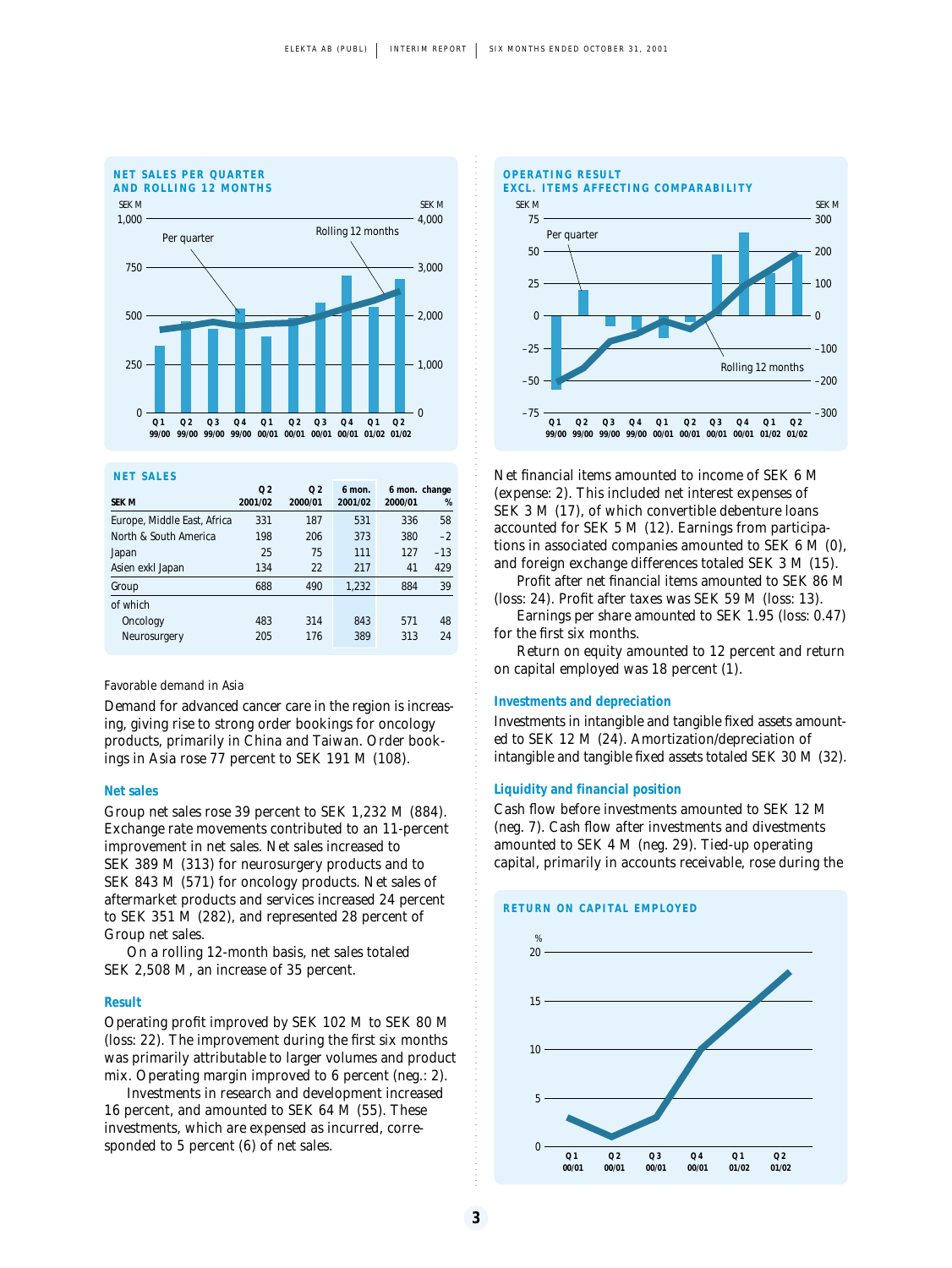NET SALES PER QUARTER AND ROLLING 12 MONTHS

OPERATING RESULT EXCL. ITEMS AFFECTING COMPARABILITY

## NET SALES

| SEK M | Q 2 2001/02 | Q 2 2000/01 | 6 mon. 2001/02 | 6 mon. 2000/01 | change % |
|---|---|---|---|---|---|
| Europe, Middle East, Africa | 331 | 187 | 531 | 336 | 58 |
| North & South America | 198 | 206 | 373 | 380 | –2 |
| Japan | 25 | 75 | 111 | 127 | –13 |
| Asien exkl Japan | 134 | 22 | 217 | 41 | 429 |
| Group | 688 | 490 | 1,232 | 884 | 39 |
| of which | | | | | |
| Oncology | 483 | 314 | 843 | 571 | 48 |
| Neurosurgery | 205 | 176 | 389 | 313 | 24 |

Favorable demand in Asia

Demand for advanced cancer care in the region is increasing, giving rise to strong order bookings for oncology products, primarily in China and Taiwan. Order bookings in Asia rose 77 percent to SEK 191 M (108).

### Net sales

Group net sales rose 39 percent to SEK 1,232 M (884). Exchange rate movements contributed to an 11-percent improvement in net sales. Net sales increased to SEK 389 M (313) for neurosurgery products and to SEK 843 M (571) for oncology products. Net sales of aftermarket products and services increased 24 percent to SEK 351 M (282), and represented 28 percent of Group net sales.

On a rolling 12-month basis, net sales totaled SEK 2,508 M, an increase of 35 percent.

### Result

Operating profit improved by SEK 102 M to SEK 80 M (loss: 22). The improvement during the first six months was primarily attributable to larger volumes and product mix. Operating margin improved to 6 percent (neg.: 2).

Investments in research and development increased 16 percent, and amounted to SEK 64 M (55). These investments, which are expensed as incurred, corresponded to 5 percent (6) of net sales.

Net financial items amounted to income of SEK 6 M (expense: 2). This included net interest expenses of SEK 3 M (17), of which convertible debenture loans accounted for SEK 5 M (12). Earnings from participations in associated companies amounted to SEK 6 M (0), and foreign exchange differences totaled SEK 3 M (15).

Profit after net financial items amounted to SEK 86 M (loss: 24). Profit after taxes was SEK 59 M (loss: 13).

Earnings per share amounted to SEK 1.95 (loss: 0.47) for the first six months.

Return on equity amounted to 12 percent and return on capital employed was 18 percent (1).

### Investments and depreciation

Investments in intangible and tangible fixed assets amounted to SEK 12 M (24). Amortization/depreciation of intangible and tangible fixed assets totaled SEK 30 M (32).

### Liquidity and financial position

Cash flow before investments amounted to SEK 12 M (neg. 7). Cash flow after investments and divestments amounted to SEK 4 M (neg. 29). Tied-up operating capital, primarily in accounts receivable, rose during the

RETURN ON CAPITAL EMPLOYED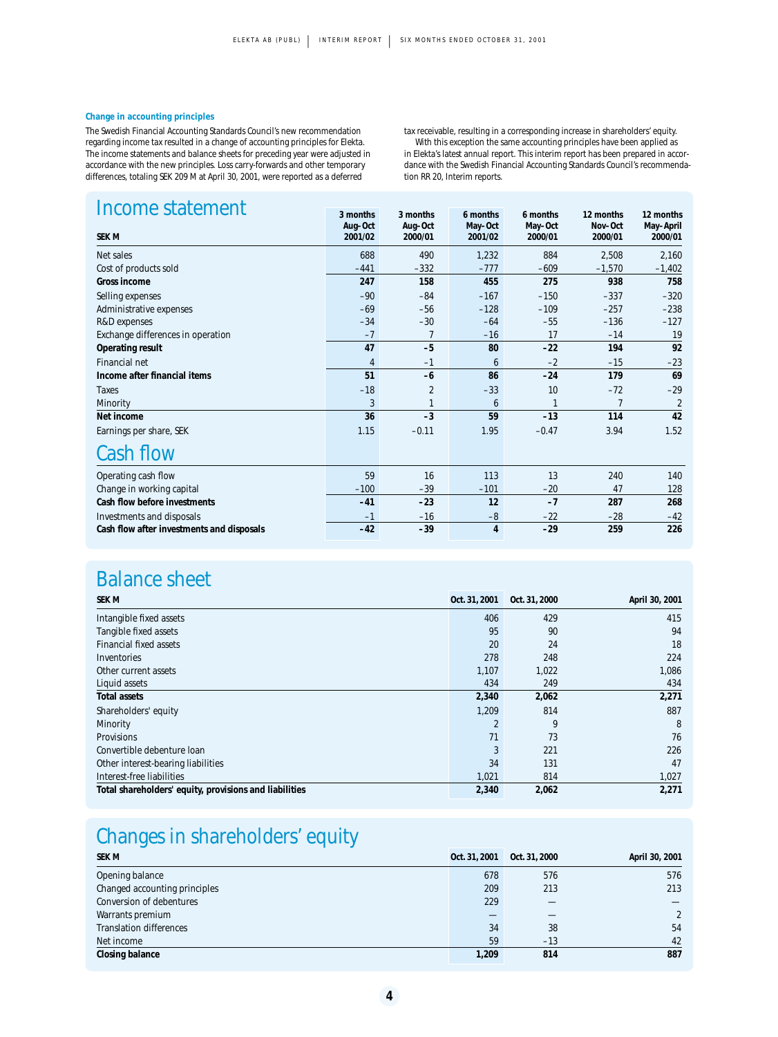### Change in accounting principles

The Swedish Financial Accounting Standards Council's new recommendation regarding income tax resulted in a change of accounting principles for Elekta. The income statements and balance sheets for preceding year were adjusted in accordance with the new principles. Loss carry-forwards and other temporary differences, totaling SEK 209 M at April 30, 2001, were reported as a deferred tax receivable, resulting in a corresponding increase in shareholders' equity.

With this exception the same accounting principles have been applied as in Elekta's latest annual report. This interim report has been prepared in accordance with the Swedish Financial Accounting Standards Council's recommendation RR 20, Interim reports.

## Income statement

| SEK M | 3 months Aug–Oct 2001/02 | 3 months Aug–Oct 2000/01 | 6 months May–Oct 2001/02 | 6 months May–Oct 2000/01 | 12 months Nov–Oct 2000/01 | 12 months May–April 2000/01 |
|---|---|---|---|---|---|---|
| Net sales | 688 | 490 | 1,232 | 884 | 2,508 | 2,160 |
| Cost of products sold | –441 | –332 | –777 | –609 | –1,570 | –1,402 |
| **Gross income** | **247** | **158** | **455** | **275** | **938** | **758** |
| Selling expenses | –90 | –84 | –167 | –150 | –337 | –320 |
| Administrative expenses | –69 | –56 | –128 | –109 | –257 | –238 |
| R&D expenses | –34 | –30 | –64 | –55 | –136 | –127 |
| Exchange differences in operation | –7 | 7 | –16 | 17 | –14 | 19 |
| **Operating result** | **47** | **–5** | **80** | **–22** | **194** | **92** |
| Financial net | 4 | –1 | 6 | –2 | –15 | –23 |
| **Income after financial items** | **51** | **–6** | **86** | **–24** | **179** | **69** |
| Taxes | –18 | 2 | –33 | 10 | –72 | –29 |
| Minority | 3 | 1 | 6 | 1 | 7 | 2 |
| **Net income** | **36** | **–3** | **59** | **–13** | **114** | **42** |
| Earnings per share, SEK | 1.15 | –0.11 | 1.95 | –0.47 | 3.94 | 1.52 |

## Cash flow

| SEK M | 3 months Aug–Oct 2001/02 | 3 months Aug–Oct 2000/01 | 6 months May–Oct 2001/02 | 6 months May–Oct 2000/01 | 12 months Nov–Oct 2000/01 | 12 months May–April 2000/01 |
|---|---|---|---|---|---|---|
| Operating cash flow | 59 | 16 | 113 | 13 | 240 | 140 |
| Change in working capital | –100 | –39 | –101 | –20 | 47 | 128 |
| **Cash flow before investments** | **–41** | **–23** | **12** | **–7** | **287** | **268** |
| Investments and disposals | –1 | –16 | –8 | –22 | –28 | –42 |
| **Cash flow after investments and disposals** | **–42** | **–39** | **4** | **–29** | **259** | **226** |

## Balance sheet

| SEK M | Oct. 31, 2001 | Oct. 31, 2000 | April 30, 2001 |
|---|---|---|---|
| Intangible fixed assets | 406 | 429 | 415 |
| Tangible fixed assets | 95 | 90 | 94 |
| Financial fixed assets | 20 | 24 | 18 |
| Inventories | 278 | 248 | 224 |
| Other current assets | 1,107 | 1,022 | 1,086 |
| Liquid assets | 434 | 249 | 434 |
| **Total assets** | **2,340** | **2,062** | **2,271** |
| Shareholders' equity | 1,209 | 814 | 887 |
| Minority | 2 | 9 | 8 |
| Provisions | 71 | 73 | 76 |
| Convertible debenture loan | 3 | 221 | 226 |
| Other interest-bearing liabilities | 34 | 131 | 47 |
| Interest-free liabilities | 1,021 | 814 | 1,027 |
| **Total shareholders' equity, provisions and liabilities** | **2,340** | **2,062** | **2,271** |

## Changes in shareholders' equity

| SEK M | Oct. 31, 2001 | Oct. 31, 2000 | April 30, 2001 |
|---|---|---|---|
| Opening balance | 678 | 576 | 576 |
| Changed accounting principles | 209 | 213 | 213 |
| Conversion of debentures | 229 | — | — |
| Warrants premium | — | — | 2 |
| Translation differences | 34 | 38 | 54 |
| Net income | 59 | –13 | 42 |
| **Closing balance** | **1,209** | **814** | **887** |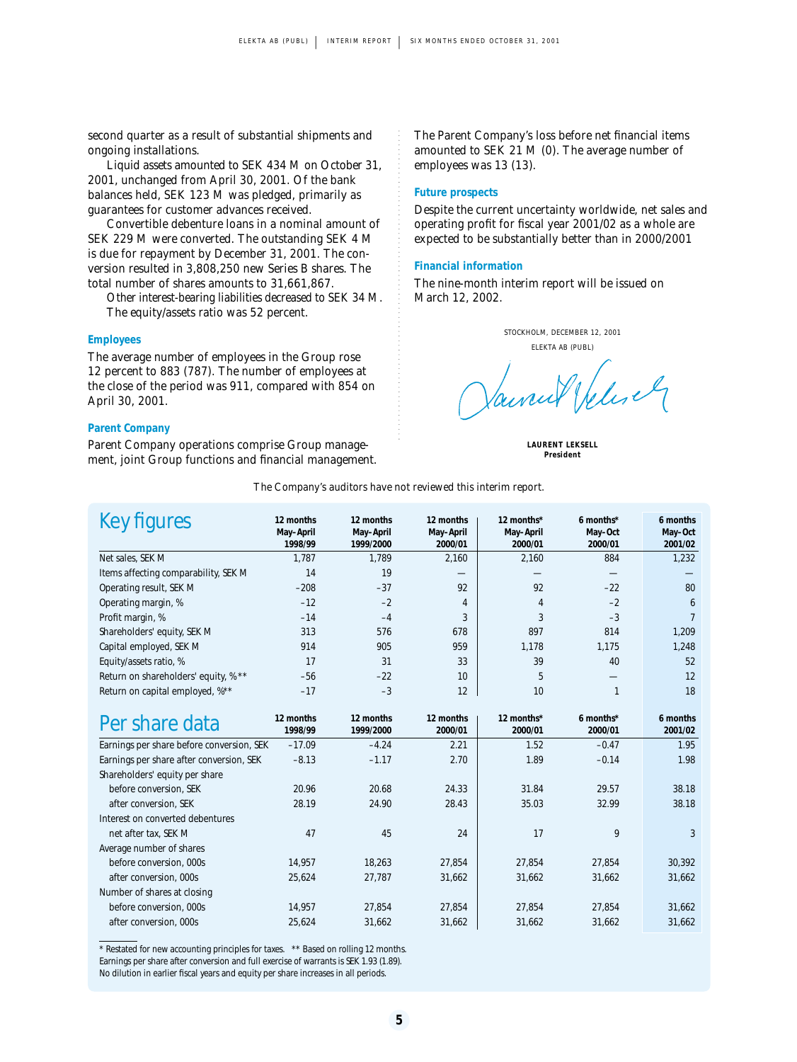second quarter as a result of substantial shipments and ongoing installations.

Liquid assets amounted to SEK 434 M on October 31, 2001, unchanged from April 30, 2001. Of the bank balances held, SEK 123 M was pledged, primarily as guarantees for customer advances received.

Convertible debenture loans in a nominal amount of SEK 229 M were converted. The outstanding SEK 4 M is due for repayment by December 31, 2001. The conversion resulted in 3,808,250 new Series B shares. The total number of shares amounts to 31,661,867.

Other interest-bearing liabilities decreased to SEK 34 M.

The equity/assets ratio was 52 percent.

### Employees

The average number of employees in the Group rose 12 percent to 883 (787). The number of employees at the close of the period was 911, compared with 854 on April 30, 2001.

### Parent Company

Parent Company operations comprise Group management, joint Group functions and financial management. The Parent Company's loss before net financial items amounted to SEK 21 M (0). The average number of employees was 13 (13).

### Future prospects

Despite the current uncertainty worldwide, net sales and operating profit for fiscal year 2001/02 as a whole are expected to be substantially better than in 2000/2001

### Financial information

The nine-month interim report will be issued on March 12, 2002.

STOCKHOLM, DECEMBER 12, 2001

ELEKTA AB (PUBL)

**LAURENT LEKSELL**
**President**

The Company's auditors have not reviewed this interim report.

## Key figures

| | 12 months May–April 1998/99 | 12 months May–April 1999/2000 | 12 months May–April 2000/01 | 12 months* May–April 2000/01 | 6 months* May–Oct 2000/01 | 6 months May–Oct 2001/02 |
|---|---|---|---|---|---|---|
| Net sales, SEK M | 1,787 | 1,789 | 2,160 | 2,160 | 884 | 1,232 |
| Items affecting comparability, SEK M | 14 | 19 | — | — | — | — |
| Operating result, SEK M | –208 | –37 | 92 | 92 | –22 | 80 |
| Operating margin, % | –12 | –2 | 4 | 4 | –2 | 6 |
| Profit margin, % | –14 | –4 | 3 | 3 | –3 | 7 |
| Shareholders' equity, SEK M | 313 | 576 | 678 | 897 | 814 | 1,209 |
| Capital employed, SEK M | 914 | 905 | 959 | 1,178 | 1,175 | 1,248 |
| Equity/assets ratio, % | 17 | 31 | 33 | 39 | 40 | 52 |
| Return on shareholders' equity, %** | –56 | –22 | 10 | 5 | — | 12 |
| Return on capital employed, %** | –17 | –3 | 12 | 10 | 1 | 18 |

## Per share data

| | 12 months 1998/99 | 12 months 1999/2000 | 12 months 2000/01 | 12 months* 2000/01 | 6 months* 2000/01 | 6 months 2001/02 |
|---|---|---|---|---|---|---|
| Earnings per share before conversion, SEK | –17.09 | –4.24 | 2.21 | 1.52 | –0.47 | 1.95 |
| Earnings per share after conversion, SEK | –8.13 | –1.17 | 2.70 | 1.89 | –0.14 | 1.98 |
| Shareholders' equity per share | | | | | | |
| before conversion, SEK | 20.96 | 20.68 | 24.33 | 31.84 | 29.57 | 38.18 |
| after conversion, SEK | 28.19 | 24.90 | 28.43 | 35.03 | 32.99 | 38.18 |
| Interest on converted debentures | | | | | | |
| net after tax, SEK M | 47 | 45 | 24 | 17 | 9 | 3 |
| Average number of shares | | | | | | |
| before conversion, 000s | 14,957 | 18,263 | 27,854 | 27,854 | 27,854 | 30,392 |
| after conversion, 000s | 25,624 | 27,787 | 31,662 | 31,662 | 31,662 | 31,662 |
| Number of shares at closing | | | | | | |
| before conversion, 000s | 14,957 | 27,854 | 27,854 | 27,854 | 27,854 | 31,662 |
| after conversion, 000s | 25,624 | 31,662 | 31,662 | 31,662 | 31,662 | 31,662 |

\* Restated for new accounting principles for taxes. ** Based on rolling 12 months.
Earnings per share after conversion and full exercise of warrants is SEK 1.93 (1.89).
No dilution in earlier fiscal years and equity per share increases in all periods.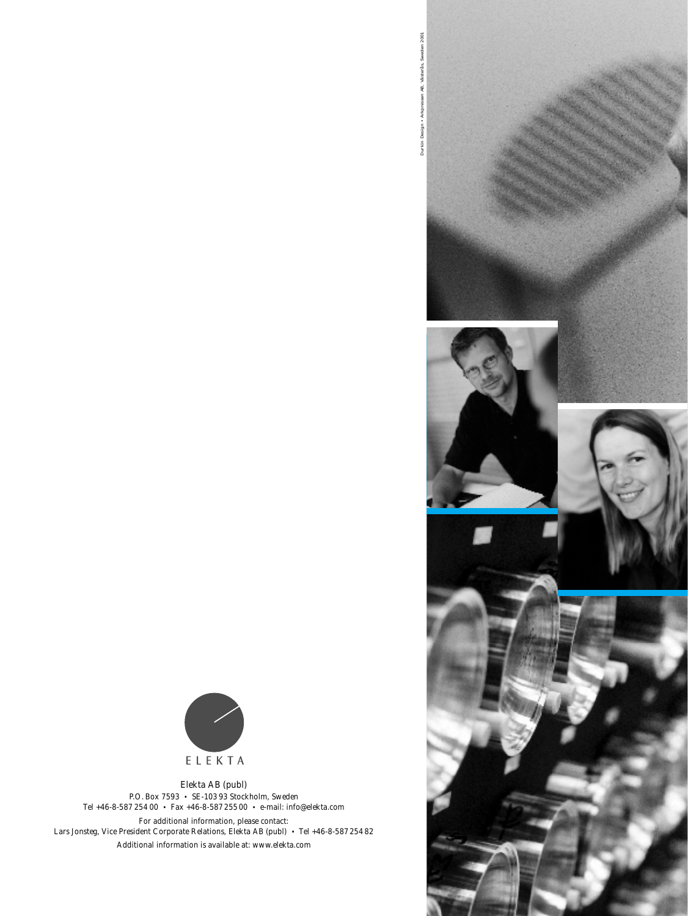Durkin Design • Arkpressen AB, Västerås, Sweden 2001

ELEKTA

*Elekta AB (publ)*

P.O. Box 7593 • SE-103 93 Stockholm, Sweden

Tel +46-8-587 254 00 • Fax +46-8-587 255 00 • e-mail: info@elekta.com

For additional information, please contact:

Lars Jonsteg, Vice President Corporate Relations, Elekta AB (publ) • Tel +46-8-587 254 82

Additional information is available at: www.elekta.com